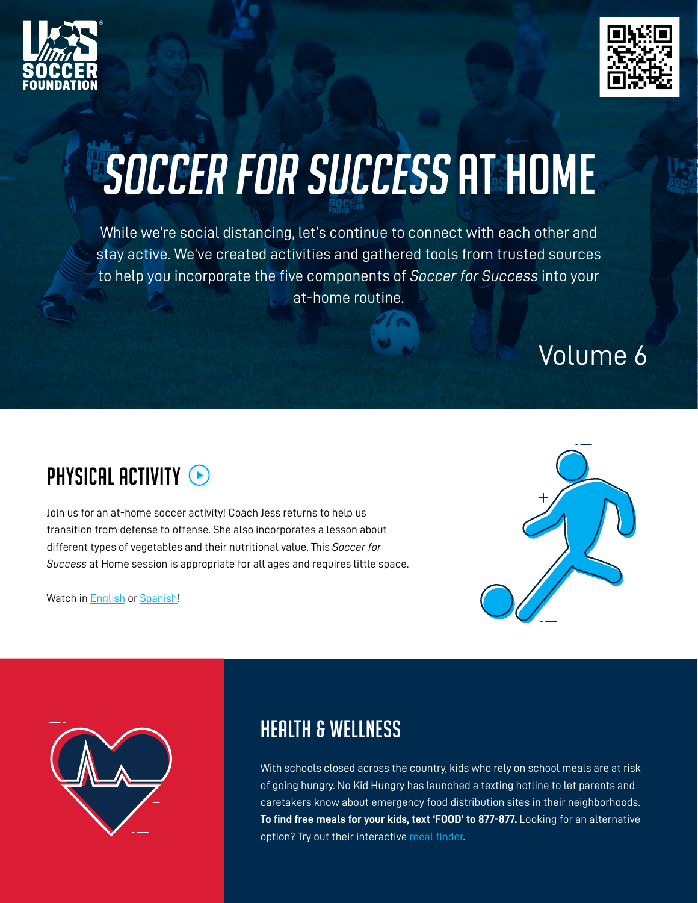# *SOCCER FOR SUCCESS* AT HOME

While we're social distancing, let's continue to connect with each other and stay active. We've created activities and gathered tools from trusted sources to help you incorporate the five components of *Soccer for Success* into your at-home routine.

Volume 6

## PHYSICAL ACTIVITY

Join us for an at-home soccer activity! Coach Jess returns to help us transition from defense to offense. She also incorporates a lesson about different types of vegetables and their nutritional value. This *Soccer for Success* at Home session is appropriate for all ages and requires little space.

Watch in English or Spanish!

## HEALTH & WELLNESS

With schools closed across the country, kids who rely on school meals are at risk of going hungry. No Kid Hungry has launched a texting hotline to let parents and caretakers know about emergency food distribution sites in their neighborhoods. **To find free meals for your kids, text 'FOOD' to 877-877.** Looking for an alternative option? Try out their interactive meal finder.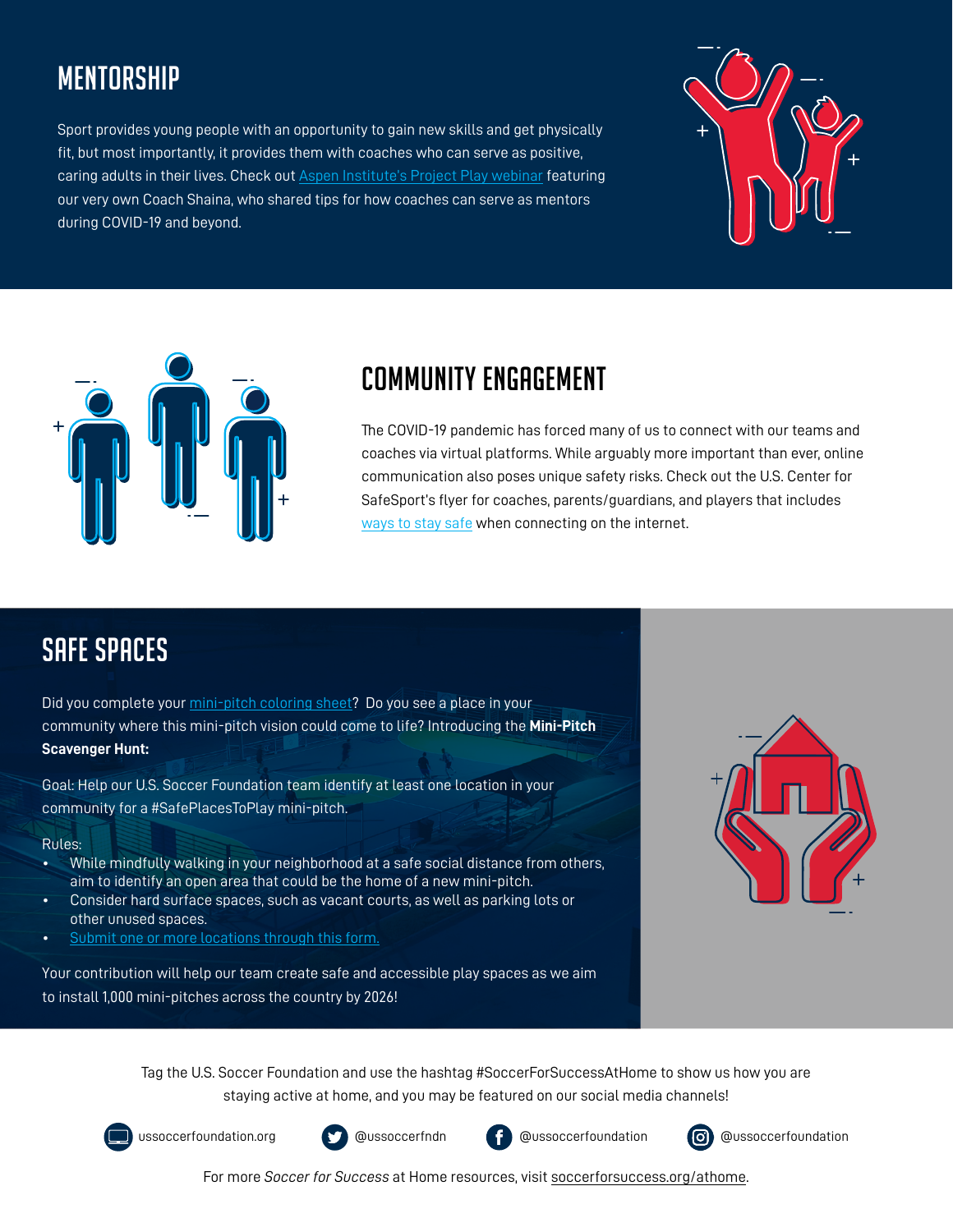## MENTORSHIP

Sport provides young people with an opportunity to gain new skills and get physically fit, but most importantly, it provides them with coaches who can serve as positive, caring adults in their lives. Check out Aspen Institute's Project Play webinar featuring our very own Coach Shaina, who shared tips for how coaches can serve as mentors during COVID-19 and beyond.

## COMMUNITY ENGAGEMENT

The COVID-19 pandemic has forced many of us to connect with our teams and coaches via virtual platforms. While arguably more important than ever, online communication also poses unique safety risks. Check out the U.S. Center for SafeSport's flyer for coaches, parents/guardians, and players that includes ways to stay safe when connecting on the internet.

## SAFE SPACES

Did you complete your mini-pitch coloring sheet? Do you see a place in your community where this mini-pitch vision could come to life? Introducing the **Mini-Pitch Scavenger Hunt:**

Goal: Help our U.S. Soccer Foundation team identify at least one location in your community for a #SafePlacesToPlay mini-pitch.

Rules:

- While mindfully walking in your neighborhood at a safe social distance from others, aim to identify an open area that could be the home of a new mini-pitch.
- Consider hard surface spaces, such as vacant courts, as well as parking lots or other unused spaces.
- Submit one or more locations through this form.

Your contribution will help our team create safe and accessible play spaces as we aim to install 1,000 mini-pitches across the country by 2026!

Tag the U.S. Soccer Foundation and use the hashtag #SoccerForSuccessAtHome to show us how you are staying active at home, and you may be featured on our social media channels!

ussoccerfoundation.org | @ussoccerfndn | @ussoccerfoundation | @ussoccerfoundation

For more *Soccer for Success* at Home resources, visit soccerforsuccess.org/athome.